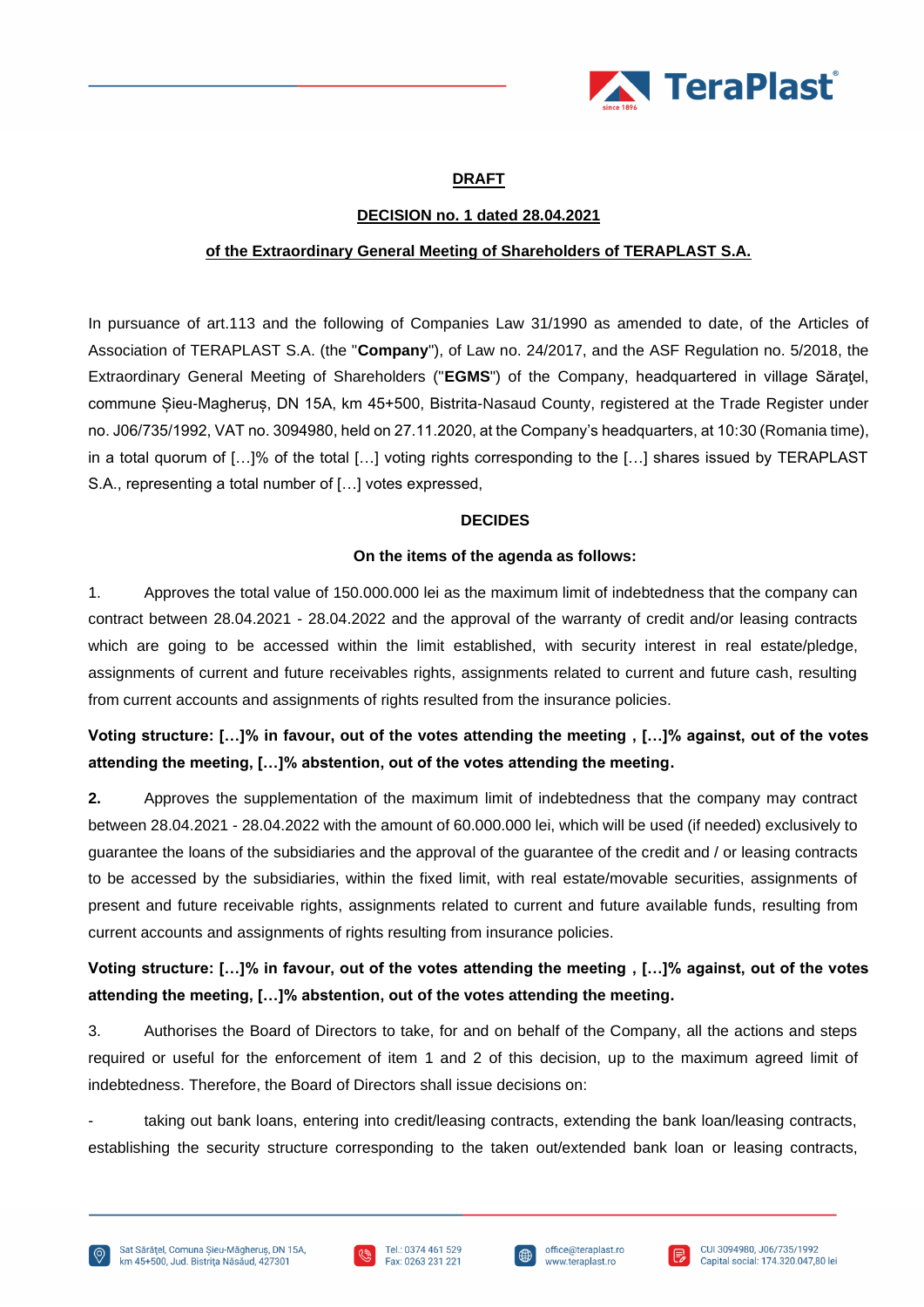**DRAFT**

**DECISION no. 1 dated 28.04.2021**

**of the Extraordinary General Meeting of Shareholders of TERAPLAST S.A.**

In pursuance of art.113 and the following of Companies Law 31/1990 as amended to date, of the Articles of Association of TERAPLAST S.A. (the "**Company**"), of Law no. 24/2017, and the ASF Regulation no. 5/2018, the Extraordinary General Meeting of Shareholders ("**EGMS**") of the Company, headquartered in village Sărăţel, commune Șieu-Magheruș, DN 15A, km 45+500, Bistrita-Nasaud County, registered at the Trade Register under no. J06/735/1992, VAT no. 3094980, held on 27.11.2020, at the Company's headquarters, at 10:30 (Romania time), in a total quorum of […]% of the total […] voting rights corresponding to the […] shares issued by TERAPLAST S.A., representing a total number of […] votes expressed,

**DECIDES**

**On the items of the agenda as follows:**

1. Approves the total value of 150.000.000 lei as the maximum limit of indebtedness that the company can contract between 28.04.2021 - 28.04.2022 and the approval of the warranty of credit and/or leasing contracts which are going to be accessed within the limit established, with security interest in real estate/pledge, assignments of current and future receivables rights, assignments related to current and future cash, resulting from current accounts and assignments of rights resulted from the insurance policies.

**Voting structure: […]% in favour, out of the votes attending the meeting , […]% against, out of the votes attending the meeting, […]% abstention, out of the votes attending the meeting.**

**2.** Approves the supplementation of the maximum limit of indebtedness that the company may contract between 28.04.2021 - 28.04.2022 with the amount of 60.000.000 lei, which will be used (if needed) exclusively to guarantee the loans of the subsidiaries and the approval of the guarantee of the credit and / or leasing contracts to be accessed by the subsidiaries, within the fixed limit, with real estate/movable securities, assignments of present and future receivable rights, assignments related to current and future available funds, resulting from current accounts and assignments of rights resulting from insurance policies.

**Voting structure: […]% in favour, out of the votes attending the meeting , […]% against, out of the votes attending the meeting, […]% abstention, out of the votes attending the meeting.**

3. Authorises the Board of Directors to take, for and on behalf of the Company, all the actions and steps required or useful for the enforcement of item 1 and 2 of this decision, up to the maximum agreed limit of indebtedness. Therefore, the Board of Directors shall issue decisions on:

- taking out bank loans, entering into credit/leasing contracts, extending the bank loan/leasing contracts, establishing the security structure corresponding to the taken out/extended bank loan or leasing contracts,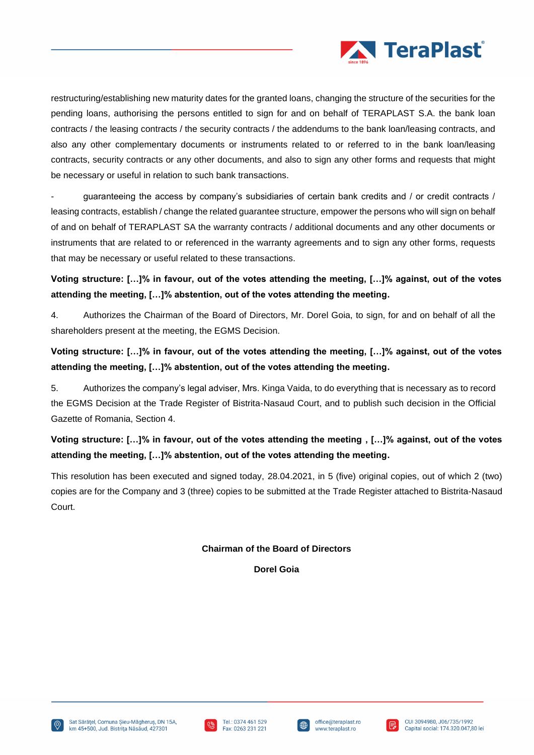restructuring/establishing new maturity dates for the granted loans, changing the structure of the securities for the pending loans, authorising the persons entitled to sign for and on behalf of TERAPLAST S.A. the bank loan contracts / the leasing contracts / the security contracts / the addendums to the bank loan/leasing contracts, and also any other complementary documents or instruments related to or referred to in the bank loan/leasing contracts, security contracts or any other documents, and also to sign any other forms and requests that might be necessary or useful in relation to such bank transactions.

- guaranteeing the access by company's subsidiaries of certain bank credits and / or credit contracts / leasing contracts, establish / change the related guarantee structure, empower the persons who will sign on behalf of and on behalf of TERAPLAST SA the warranty contracts / additional documents and any other documents or instruments that are related to or referenced in the warranty agreements and to sign any other forms, requests that may be necessary or useful related to these transactions.

**Voting structure: […]% in favour, out of the votes attending the meeting, […]% against, out of the votes attending the meeting, […]% abstention, out of the votes attending the meeting.**

4. Authorizes the Chairman of the Board of Directors, Mr. Dorel Goia, to sign, for and on behalf of all the shareholders present at the meeting, the EGMS Decision.

**Voting structure: […]% in favour, out of the votes attending the meeting, […]% against, out of the votes attending the meeting, […]% abstention, out of the votes attending the meeting.**

5. Authorizes the company's legal adviser, Mrs. Kinga Vaida, to do everything that is necessary as to record the EGMS Decision at the Trade Register of Bistrita-Nasaud Court, and to publish such decision in the Official Gazette of Romania, Section 4.

**Voting structure: […]% in favour, out of the votes attending the meeting , […]% against, out of the votes attending the meeting, […]% abstention, out of the votes attending the meeting.**

This resolution has been executed and signed today, 28.04.2021, in 5 (five) original copies, out of which 2 (two) copies are for the Company and 3 (three) copies to be submitted at the Trade Register attached to Bistrita-Nasaud Court.

**Chairman of the Board of Directors**

**Dorel Goia**